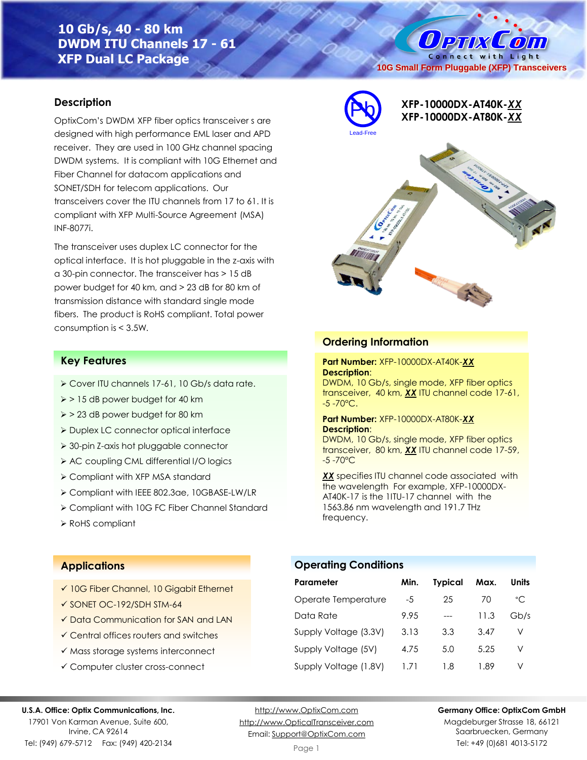# 10 Gb/s, 40 - 80 km
# DWDM ITU Channels 17 - 61
# XFP Dual LC Package

OptixCom — Connect with Light

10G Small Form Pluggable (XFP) Transceivers

**XFP-10000DX-AT40K-*XX***
**XFP-10000DX-AT80K-*XX***

Lead-Free

## Description

OptixCom's DWDM XFP fiber optics transceiver s are designed with high performance EML laser and APD receiver. They are used in 100 GHz channel spacing DWDM systems. It is compliant with 10G Ethernet and Fiber Channel for datacom applications and SONET/SDH for telecom applications. Our transceivers cover the ITU channels from 17 to 61. It is compliant with XFP Multi-Source Agreement (MSA) INF-8077i.

The transceiver uses duplex LC connector for the optical interface. It is hot pluggable in the z-axis with a 30-pin connector. The transceiver has > 15 dB power budget for 40 km, and > 23 dB for 80 km of transmission distance with standard single mode fibers. The product is RoHS compliant. Total power consumption is < 3.5W.

## Key Features

- Cover ITU channels 17-61, 10 Gb/s data rate.
- > 15 dB power budget for 40 km
- > 23 dB power budget for 80 km
- Duplex LC connector optical interface
- 30-pin Z-axis hot pluggable connector
- AC coupling CML differential I/O logics
- Compliant with XFP MSA standard
- Compliant with IEEE 802.3ae, 10GBASE-LW/LR
- Compliant with 10G FC Fiber Channel Standard
- RoHS compliant

## Ordering Information

**Part Number:** XFP-10000DX-AT40K-***XX***
**Description**:
DWDM, 10 Gb/s, single mode, XFP fiber optics transceiver, 40 km, ***XX*** ITU channel code 17-61, -5 -70°C.

**Part Number:** XFP-10000DX-AT80K-***XX***
**Description**:
DWDM, 10 Gb/s, single mode, XFP fiber optics transceiver, 80 km, ***XX*** ITU channel code 17-59, -5 -70°C

***XX*** specifies ITU channel code associated with the wavelength For example, XFP-10000DX-AT40K-17 is the 1ITU-17 channel with the 1563.86 nm wavelength and 191.7 THz frequency.

## Applications

- ✓ 10G Fiber Channel, 10 Gigabit Ethernet
- ✓ SONET OC-192/SDH STM-64
- ✓ Data Communication for SAN and LAN
- ✓ Central offices routers and switches
- ✓ Mass storage systems interconnect
- ✓ Computer cluster cross-connect

## Operating Conditions

| Parameter | Min. | Typical | Max. | Units |
|---|---|---|---|---|
| Operate Temperature | -5 | 25 | 70 | °C |
| Data Rate | 9.95 | --- | 11.3 | Gb/s |
| Supply Voltage (3.3V) | 3.13 | 3.3 | 3.47 | V |
| Supply Voltage (5V) | 4.75 | 5.0 | 5.25 | V |
| Supply Voltage (1.8V) | 1.71 | 1.8 | 1.89 | V |

**U.S.A. Office: Optix Communications, Inc.**
17901 Von Karman Avenue, Suite 600,
Irvine, CA 92614
Tel: (949) 679-5712 Fax: (949) 420-2134

http://www.OptixCom.com
http://www.OpticalTransceiver.com
Email: Support@OptixCom.com

**Germany Office: OptixCom GmbH**
Magdeburger Strasse 18, 66121
Saarbruecken, Germany
Tel: +49 (0)681 4013-5172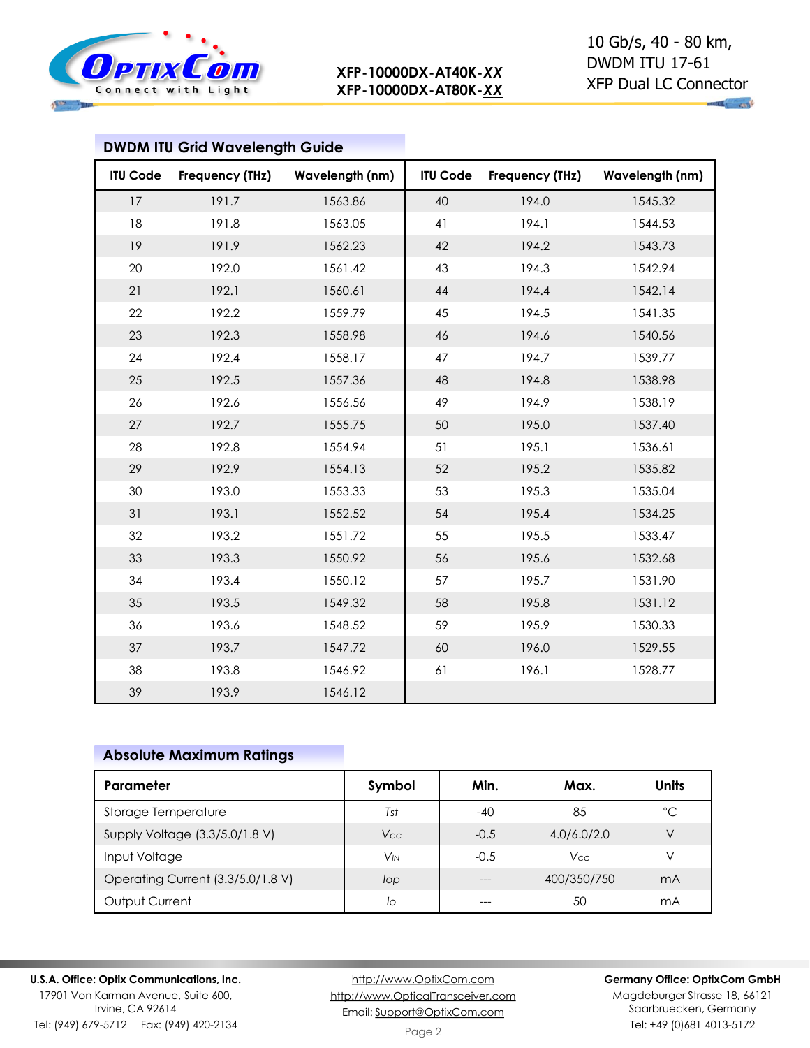## DWDM ITU Grid Wavelength Guide

| ITU Code | Frequency (THz) | Wavelength (nm) | ITU Code | Frequency (THz) | Wavelength (nm) |
|---|---|---|---|---|---|
| 17 | 191.7 | 1563.86 | 40 | 194.0 | 1545.32 |
| 18 | 191.8 | 1563.05 | 41 | 194.1 | 1544.53 |
| 19 | 191.9 | 1562.23 | 42 | 194.2 | 1543.73 |
| 20 | 192.0 | 1561.42 | 43 | 194.3 | 1542.94 |
| 21 | 192.1 | 1560.61 | 44 | 194.4 | 1542.14 |
| 22 | 192.2 | 1559.79 | 45 | 194.5 | 1541.35 |
| 23 | 192.3 | 1558.98 | 46 | 194.6 | 1540.56 |
| 24 | 192.4 | 1558.17 | 47 | 194.7 | 1539.77 |
| 25 | 192.5 | 1557.36 | 48 | 194.8 | 1538.98 |
| 26 | 192.6 | 1556.56 | 49 | 194.9 | 1538.19 |
| 27 | 192.7 | 1555.75 | 50 | 195.0 | 1537.40 |
| 28 | 192.8 | 1554.94 | 51 | 195.1 | 1536.61 |
| 29 | 192.9 | 1554.13 | 52 | 195.2 | 1535.82 |
| 30 | 193.0 | 1553.33 | 53 | 195.3 | 1535.04 |
| 31 | 193.1 | 1552.52 | 54 | 195.4 | 1534.25 |
| 32 | 193.2 | 1551.72 | 55 | 195.5 | 1533.47 |
| 33 | 193.3 | 1550.92 | 56 | 195.6 | 1532.68 |
| 34 | 193.4 | 1550.12 | 57 | 195.7 | 1531.90 |
| 35 | 193.5 | 1549.32 | 58 | 195.8 | 1531.12 |
| 36 | 193.6 | 1548.52 | 59 | 195.9 | 1530.33 |
| 37 | 193.7 | 1547.72 | 60 | 196.0 | 1529.55 |
| 38 | 193.8 | 1546.92 | 61 | 196.1 | 1528.77 |
| 39 | 193.9 | 1546.12 | | | |

## Absolute Maximum Ratings

| Parameter | Symbol | Min. | Max. | Units |
|---|---|---|---|---|
| Storage Temperature | *Tst* | -40 | 85 | °C |
| Supply Voltage (3.3/5.0/1.8 V) | $V_{CC}$ | -0.5 | 4.0/6.0/2.0 | V |
| Input Voltage | $V_{IN}$ | -0.5 | $V_{CC}$ | V |
| Operating Current (3.3/5.0/1.8 V) | *Iop* | --- | 400/350/750 | mA |
| Output Current | *Io* | --- | 50 | mA |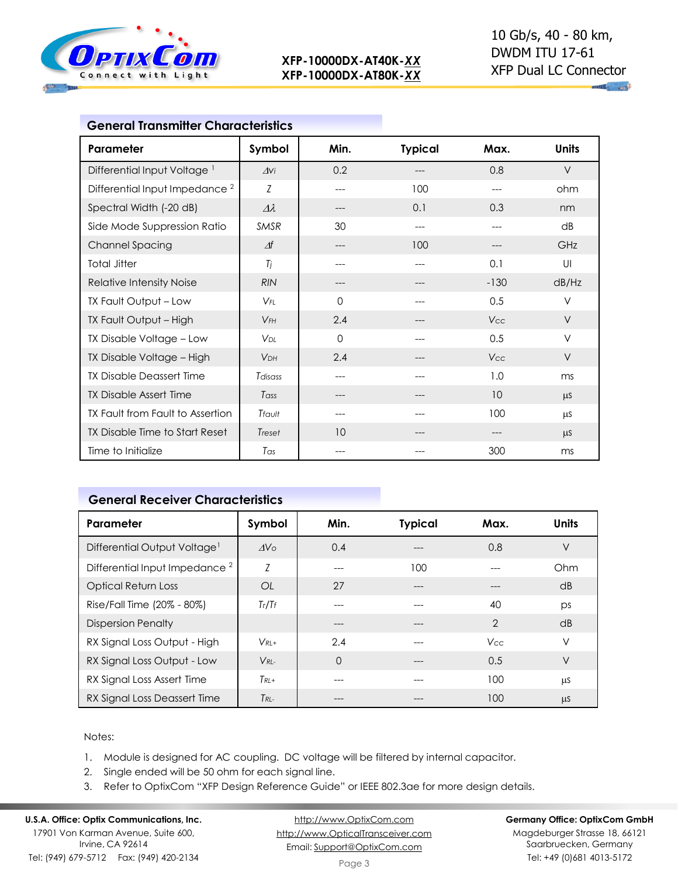## General Transmitter Characteristics

| Parameter | Symbol | Min. | Typical | Max. | Units |
|---|---|---|---|---|---|
| Differential Input Voltage [1] | $\Delta Vi$ | 0.2 | --- | 0.8 | V |
| Differential Input Impedance [2] | $Z$ | --- | 100 | --- | ohm |
| Spectral Width (-20 dB) | $\Delta\lambda$ | --- | 0.1 | 0.3 | nm |
| Side Mode Suppression Ratio | $SMSR$ | 30 | --- | --- | dB |
| Channel Spacing | $\Delta f$ | --- | 100 | --- | GHz |
| Total Jitter | $T_j$ | --- | --- | 0.1 | UI |
| Relative Intensity Noise | $RIN$ | --- | --- | -130 | dB/Hz |
| TX Fault Output – Low | $V_{FL}$ | 0 | --- | 0.5 | V |
| TX Fault Output – High | $V_{FH}$ | 2.4 | --- | $V_{CC}$ | V |
| TX Disable Voltage – Low | $V_{DL}$ | 0 | --- | 0.5 | V |
| TX Disable Voltage – High | $V_{DH}$ | 2.4 | --- | $V_{CC}$ | V |
| TX Disable Deassert Time | $T_{disass}$ | --- | --- | 1.0 | ms |
| TX Disable Assert Time | $T_{ass}$ | --- | --- | 10 | µs |
| TX Fault from Fault to Assertion | $T_{fault}$ | --- | --- | 100 | µs |
| TX Disable Time to Start Reset | $T_{reset}$ | 10 | --- | --- | µs |
| Time to Initialize | $T_{as}$ | --- | --- | 300 | ms |

## General Receiver Characteristics

| Parameter | Symbol | Min. | Typical | Max. | Units |
|---|---|---|---|---|---|
| Differential Output Voltage [1] | $\Delta Vo$ | 0.4 | --- | 0.8 | V |
| Differential Input Impedance [2] | $Z$ | --- | 100 | --- | Ohm |
| Optical Return Loss | $OL$ | 27 | --- | --- | dB |
| Rise/Fall Time (20% - 80%) | $T_r/T_f$ | --- | --- | 40 | ps |
| Dispersion Penalty | | --- | --- | 2 | dB |
| RX Signal Loss Output - High | $V_{RL+}$ | 2.4 | --- | $V_{CC}$ | V |
| RX Signal Loss Output - Low | $V_{RL-}$ | 0 | --- | 0.5 | V |
| RX Signal Loss Assert Time | $T_{RL+}$ | --- | --- | 100 | µs |
| RX Signal Loss Deassert Time | $T_{RL-}$ | --- | --- | 100 | µs |

Notes:

1. Module is designed for AC coupling. DC voltage will be filtered by internal capacitor.
2. Single ended will be 50 ohm for each signal line.
3. Refer to OptixCom "XFP Design Reference Guide" or IEEE 802.3ae for more design details.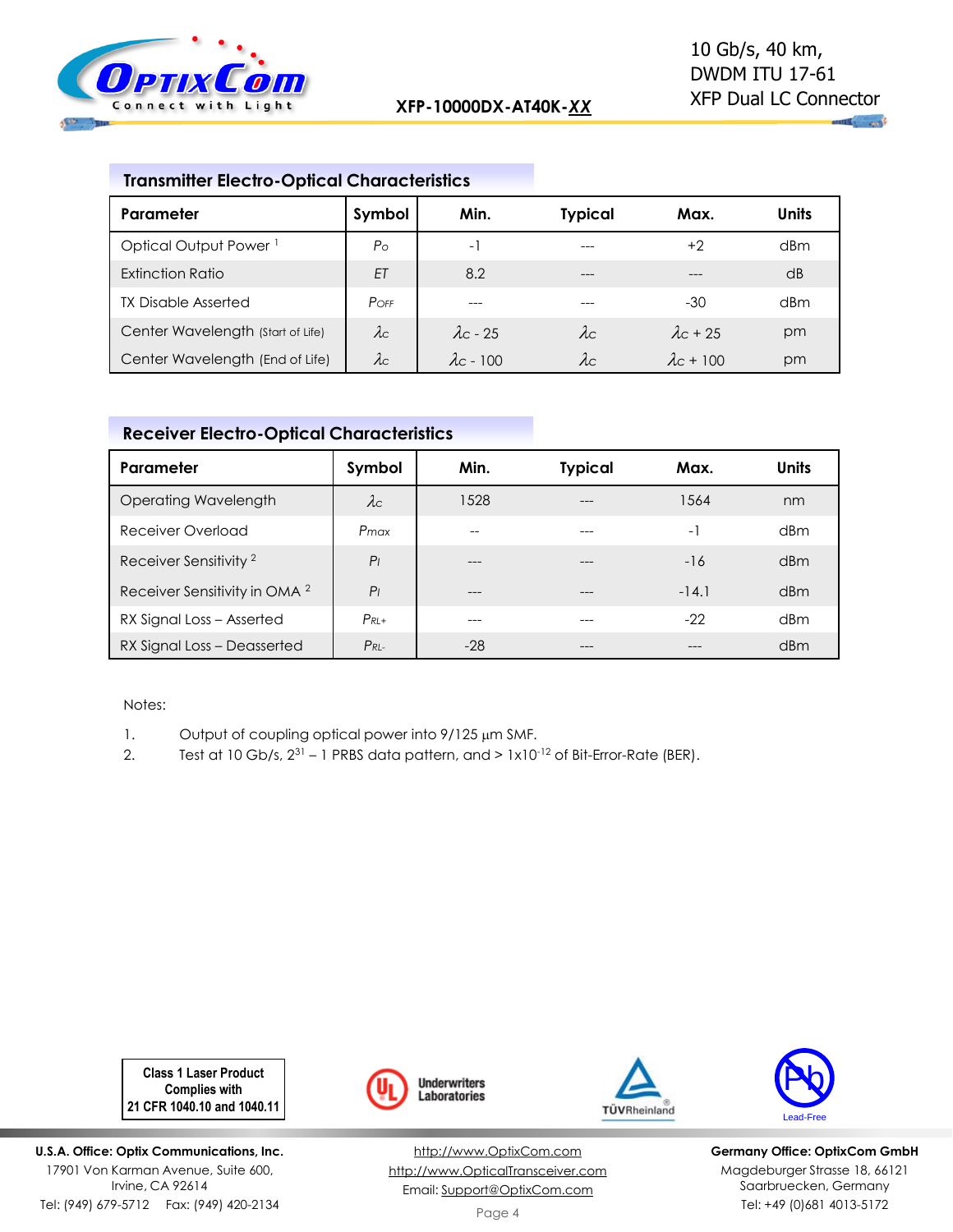## Transmitter Electro-Optical Characteristics

| Parameter | Symbol | Min. | Typical | Max. | Units |
|---|---|---|---|---|---|
| Optical Output Power [1] | $P_O$ | -1 | --- | +2 | dBm |
| Extinction Ratio | $ET$ | 8.2 | --- | --- | dB |
| TX Disable Asserted | $P_{OFF}$ | --- | --- | -30 | dBm |
| Center Wavelength (Start of Life) | $\lambda_C$ | $\lambda_C$ - 25 | $\lambda_C$ | $\lambda_C$ + 25 | pm |
| Center Wavelength (End of Life) | $\lambda_C$ | $\lambda_C$ - 100 | $\lambda_C$ | $\lambda_C$ + 100 | pm |

## Receiver Electro-Optical Characteristics

| Parameter | Symbol | Min. | Typical | Max. | Units |
|---|---|---|---|---|---|
| Operating Wavelength | $\lambda_C$ | 1528 | --- | 1564 | nm |
| Receiver Overload | $P_{max}$ | -- | --- | -1 | dBm |
| Receiver Sensitivity [2] | $P_I$ | --- | --- | -16 | dBm |
| Receiver Sensitivity in OMA [2] | $P_I$ | --- | --- | -14.1 | dBm |
| RX Signal Loss – Asserted | $P_{RL+}$ | --- | --- | -22 | dBm |
| RX Signal Loss – Deasserted | $P_{RL-}$ | -28 | --- | --- | dBm |

Notes:

1. Output of coupling optical power into 9/125 µm SMF.
2. Test at 10 Gb/s, $2^{31} - 1$ PRBS data pattern, and > $1 \times 10^{-12}$ of Bit-Error-Rate (BER).

Class 1 Laser Product Complies with 21 CFR 1040.10 and 1040.11

Underwriters Laboratories

TÜVRheinland

Lead-Free

**U.S.A. Office: Optix Communications, Inc.**
17901 Von Karman Avenue, Suite 600,
Irvine, CA 92614
Tel: (949) 679-5712 Fax: (949) 420-2134

http://www.OptixCom.com
http://www.OpticalTransceiver.com
Email: Support@OptixCom.com

**Germany Office: OptixCom GmbH**
Magdeburger Strasse 18, 66121
Saarbruecken, Germany
Tel: +49 (0)681 4013-5172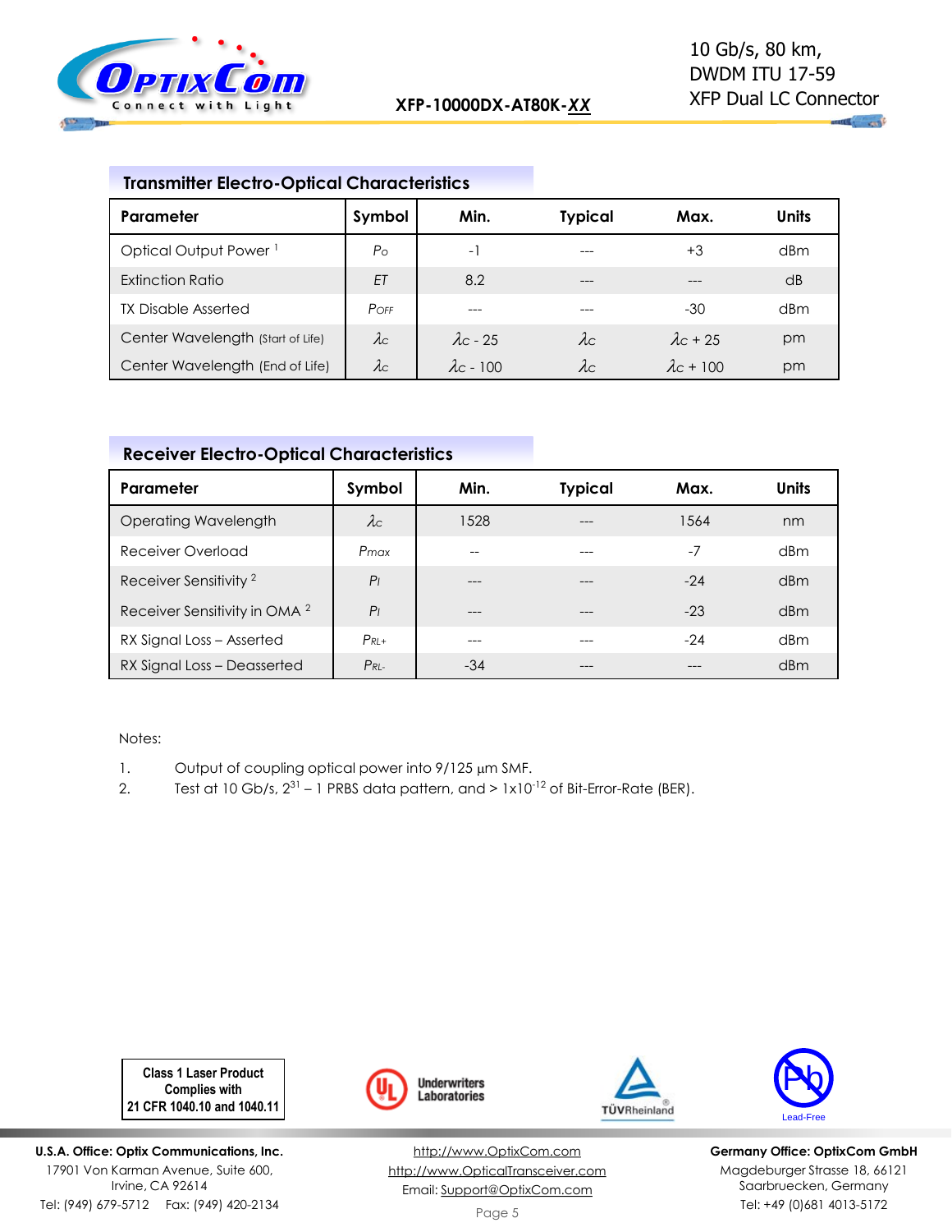## Transmitter Electro-Optical Characteristics

| Parameter | Symbol | Min. | Typical | Max. | Units |
|---|---|---|---|---|---|
| Optical Output Power [1] | $P_O$ | -1 | --- | +3 | dBm |
| Extinction Ratio | $ET$ | 8.2 | --- | --- | dB |
| TX Disable Asserted | $P_{OFF}$ | --- | --- | -30 | dBm |
| Center Wavelength (Start of Life) | $\lambda_C$ | $\lambda_C$ - 25 | $\lambda_C$ | $\lambda_C$ + 25 | pm |
| Center Wavelength (End of Life) | $\lambda_C$ | $\lambda_C$ - 100 | $\lambda_C$ | $\lambda_C$ + 100 | pm |

## Receiver Electro-Optical Characteristics

| Parameter | Symbol | Min. | Typical | Max. | Units |
|---|---|---|---|---|---|
| Operating Wavelength | $\lambda_C$ | 1528 | --- | 1564 | nm |
| Receiver Overload | $P_{max}$ | -- | --- | -7 | dBm |
| Receiver Sensitivity [2] | $P_I$ | --- | --- | -24 | dBm |
| Receiver Sensitivity in OMA [2] | $P_I$ | --- | --- | -23 | dBm |
| RX Signal Loss – Asserted | $P_{RL+}$ | --- | --- | -24 | dBm |
| RX Signal Loss – Deasserted | $P_{RL-}$ | -34 | --- | --- | dBm |

Notes:

1. Output of coupling optical power into 9/125 µm SMF.
2. Test at 10 Gb/s, $2^{31} - 1$ PRBS data pattern, and > $1x10^{-12}$ of Bit-Error-Rate (BER).

Class 1 Laser Product Complies with 21 CFR 1040.10 and 1040.11

Underwriters Laboratories

TÜVRheinland

Lead-Free

**U.S.A. Office: Optix Communications, Inc.**
17901 Von Karman Avenue, Suite 600,
Irvine, CA 92614
Tel: (949) 679-5712 Fax: (949) 420-2134

http://www.OptixCom.com
http://www.OpticalTransceiver.com
Email: Support@OptixCom.com

**Germany Office: OptixCom GmbH**
Magdeburger Strasse 18, 66121
Saarbruecken, Germany
Tel: +49 (0)681 4013-5172